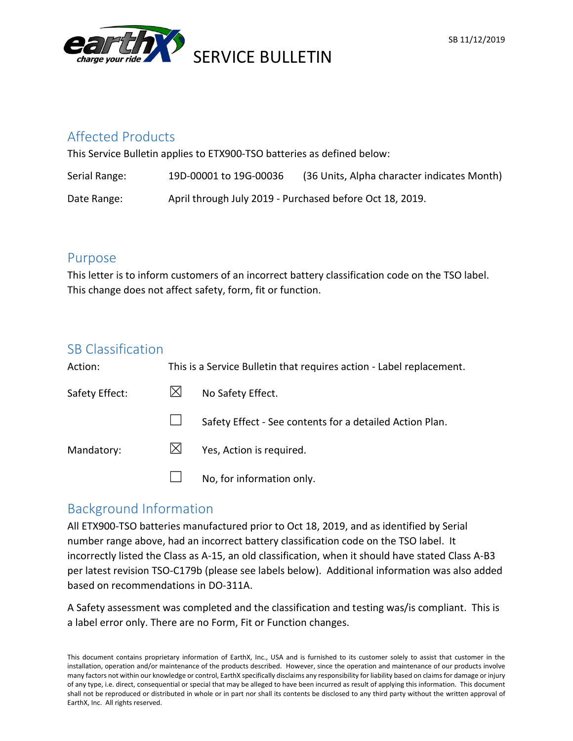SB 11/12/2019

# SERVICE BULLETIN

## Affected Products

This Service Bulletin applies to ETX900-TSO batteries as defined below:

| | | |
|---|---|---|
| Serial Range: | 19D-00001 to 19G-00036 | (36 Units, Alpha character indicates Month) |
| Date Range: | April through July 2019 - Purchased before Oct 18, 2019. | |

## Purpose

This letter is to inform customers of an incorrect battery classification code on the TSO label. This change does not affect safety, form, fit or function.

## SB Classification

Action: This is a Service Bulletin that requires action - Label replacement.

Safety Effect:

- ☒ No Safety Effect.
- ☐ Safety Effect - See contents for a detailed Action Plan.

Mandatory:

- ☒ Yes, Action is required.
- ☐ No, for information only.

## Background Information

All ETX900-TSO batteries manufactured prior to Oct 18, 2019, and as identified by Serial number range above, had an incorrect battery classification code on the TSO label. It incorrectly listed the Class as A-15, an old classification, when it should have stated Class A-B3 per latest revision TSO-C179b (please see labels below). Additional information was also added based on recommendations in DO-311A.

A Safety assessment was completed and the classification and testing was/is compliant. This is a label error only. There are no Form, Fit or Function changes.

This document contains proprietary information of EarthX, Inc., USA and is furnished to its customer solely to assist that customer in the installation, operation and/or maintenance of the products described. However, since the operation and maintenance of our products involve many factors not within our knowledge or control, EarthX specifically disclaims any responsibility for liability based on claims for damage or injury of any type, i.e. direct, consequential or special that may be alleged to have been incurred as result of applying this information. This document shall not be reproduced or distributed in whole or in part nor shall its contents be disclosed to any third party without the written approval of EarthX, Inc. All rights reserved.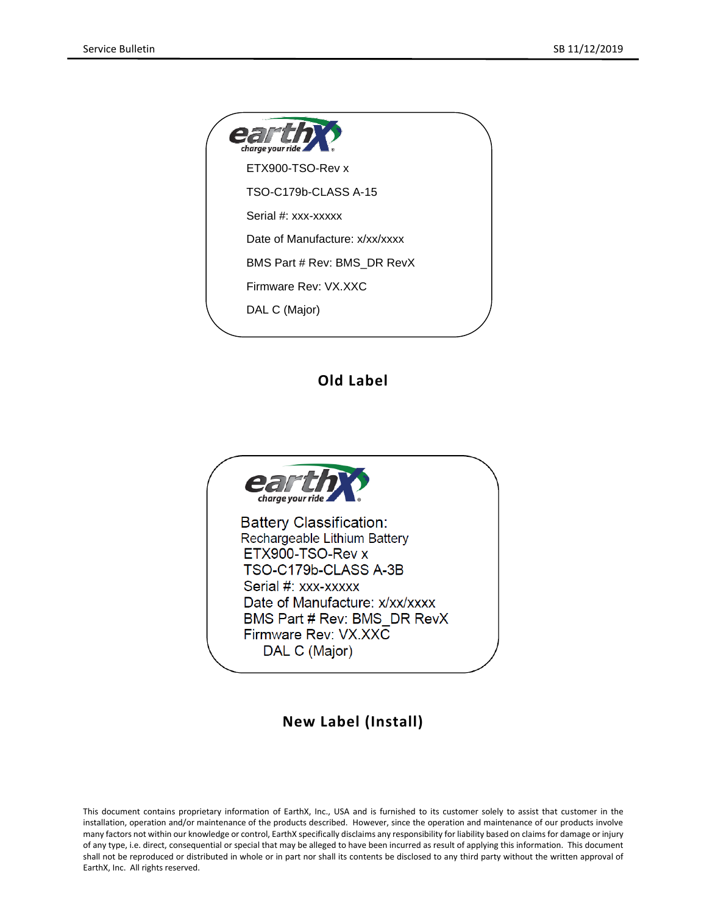earthX charge your ride

ETX900-TSO-Rev x

TSO-C179b-CLASS A-15

Serial #: xxx-xxxxx

Date of Manufacture: x/xx/xxxx

BMS Part # Rev: BMS_DR RevX

Firmware Rev: VX.XXC

DAL C (Major)

**Old Label**

earthX charge your ride

Battery Classification:
Rechargeable Lithium Battery
ETX900-TSO-Rev x
TSO-C179b-CLASS A-3B
Serial #: xxx-xxxxx
Date of Manufacture: x/xx/xxxx
BMS Part # Rev: BMS_DR RevX
Firmware Rev: VX.XXC
DAL C (Major)

**New Label (Install)**

This document contains proprietary information of EarthX, Inc., USA and is furnished to its customer solely to assist that customer in the installation, operation and/or maintenance of the products described. However, since the operation and maintenance of our products involve many factors not within our knowledge or control, EarthX specifically disclaims any responsibility for liability based on claims for damage or injury of any type, i.e. direct, consequential or special that may be alleged to have been incurred as result of applying this information. This document shall not be reproduced or distributed in whole or in part nor shall its contents be disclosed to any third party without the written approval of EarthX, Inc. All rights reserved.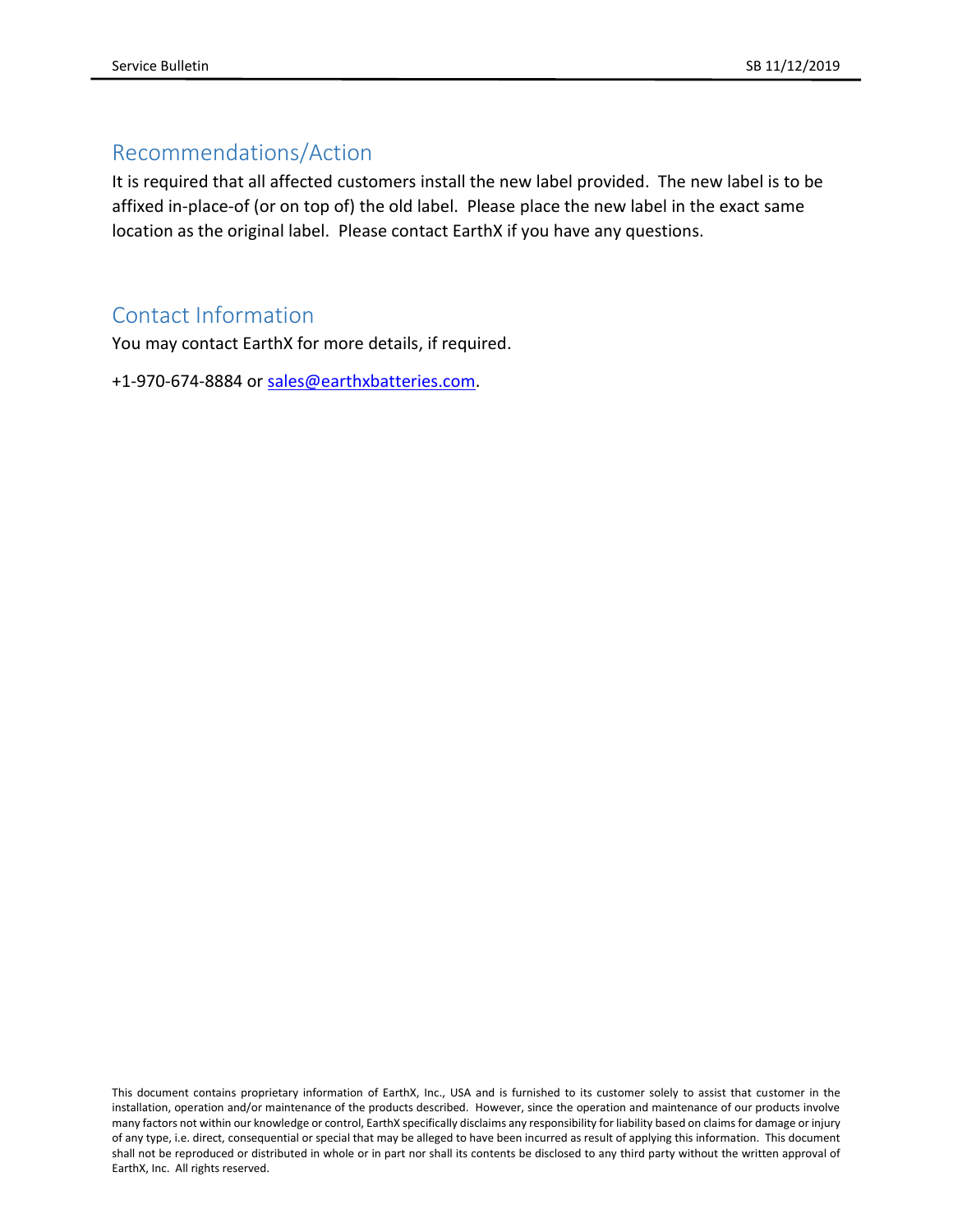## Recommendations/Action

It is required that all affected customers install the new label provided. The new label is to be affixed in-place-of (or on top of) the old label. Please place the new label in the exact same location as the original label. Please contact EarthX if you have any questions.

## Contact Information

You may contact EarthX for more details, if required.

+1-970-674-8884 or sales@earthxbatteries.com.

This document contains proprietary information of EarthX, Inc., USA and is furnished to its customer solely to assist that customer in the installation, operation and/or maintenance of the products described. However, since the operation and maintenance of our products involve many factors not within our knowledge or control, EarthX specifically disclaims any responsibility for liability based on claims for damage or injury of any type, i.e. direct, consequential or special that may be alleged to have been incurred as result of applying this information. This document shall not be reproduced or distributed in whole or in part nor shall its contents be disclosed to any third party without the written approval of EarthX, Inc. All rights reserved.